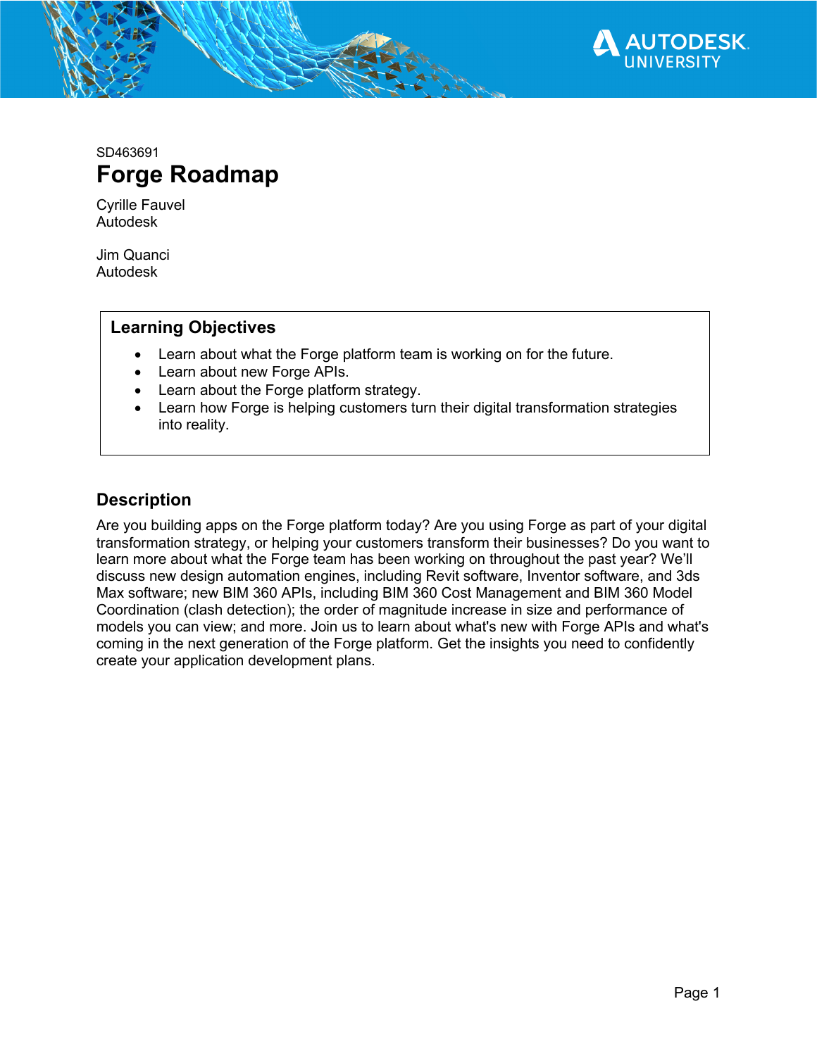SD463691

# Forge Roadmap

Cyrille Fauvel
Autodesk

Jim Quanci
Autodesk

## Learning Objectives

- Learn about what the Forge platform team is working on for the future.
- Learn about new Forge APIs.
- Learn about the Forge platform strategy.
- Learn how Forge is helping customers turn their digital transformation strategies into reality.

## Description

Are you building apps on the Forge platform today? Are you using Forge as part of your digital transformation strategy, or helping your customers transform their businesses? Do you want to learn more about what the Forge team has been working on throughout the past year? We'll discuss new design automation engines, including Revit software, Inventor software, and 3ds Max software; new BIM 360 APIs, including BIM 360 Cost Management and BIM 360 Model Coordination (clash detection); the order of magnitude increase in size and performance of models you can view; and more. Join us to learn about what's new with Forge APIs and what's coming in the next generation of the Forge platform. Get the insights you need to confidently create your application development plans.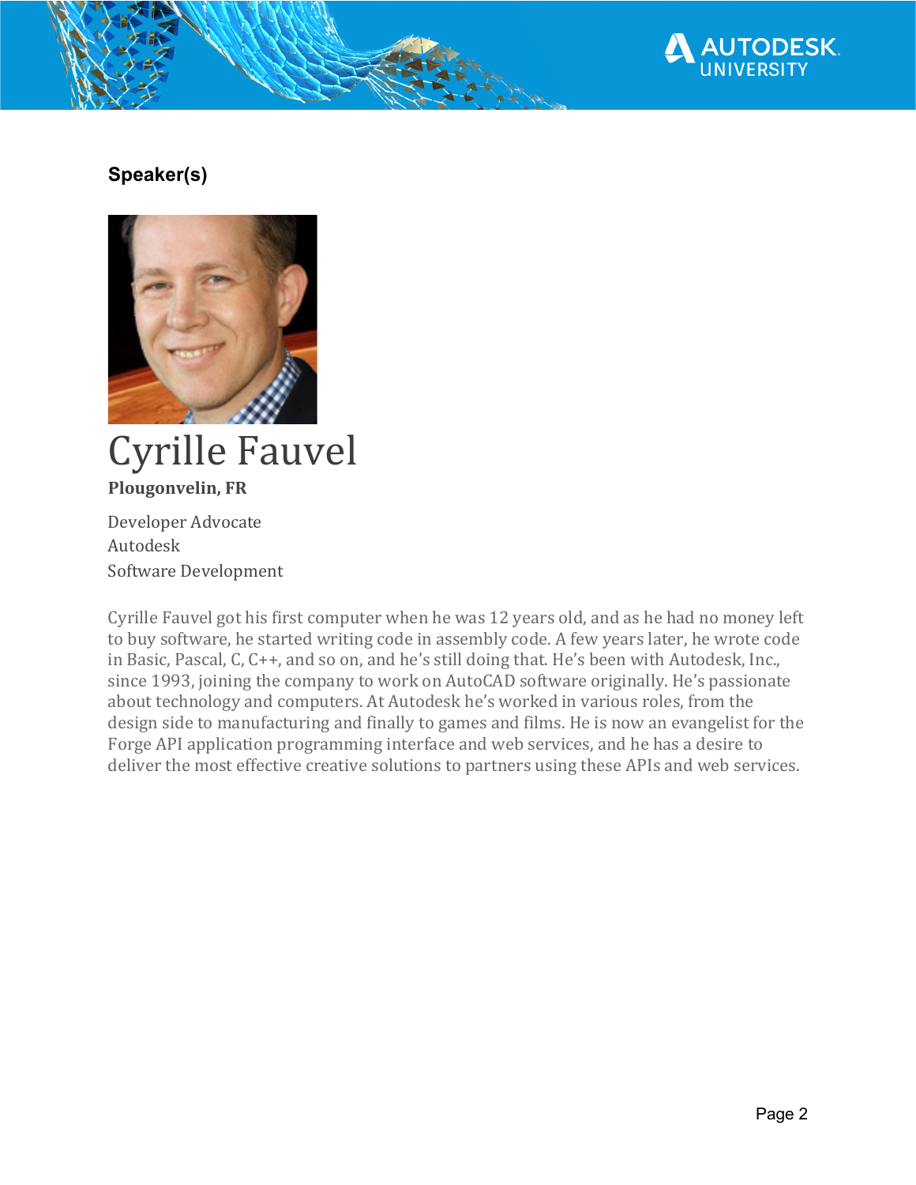## Speaker(s)

# Cyrille Fauvel

**Plougonvelin, FR**

Developer Advocate
Autodesk
Software Development

Cyrille Fauvel got his first computer when he was 12 years old, and as he had no money left to buy software, he started writing code in assembly code. A few years later, he wrote code in Basic, Pascal, C, C++, and so on, and he's still doing that. He's been with Autodesk, Inc., since 1993, joining the company to work on AutoCAD software originally. He's passionate about technology and computers. At Autodesk he's worked in various roles, from the design side to manufacturing and finally to games and films. He is now an evangelist for the Forge API application programming interface and web services, and he has a desire to deliver the most effective creative solutions to partners using these APIs and web services.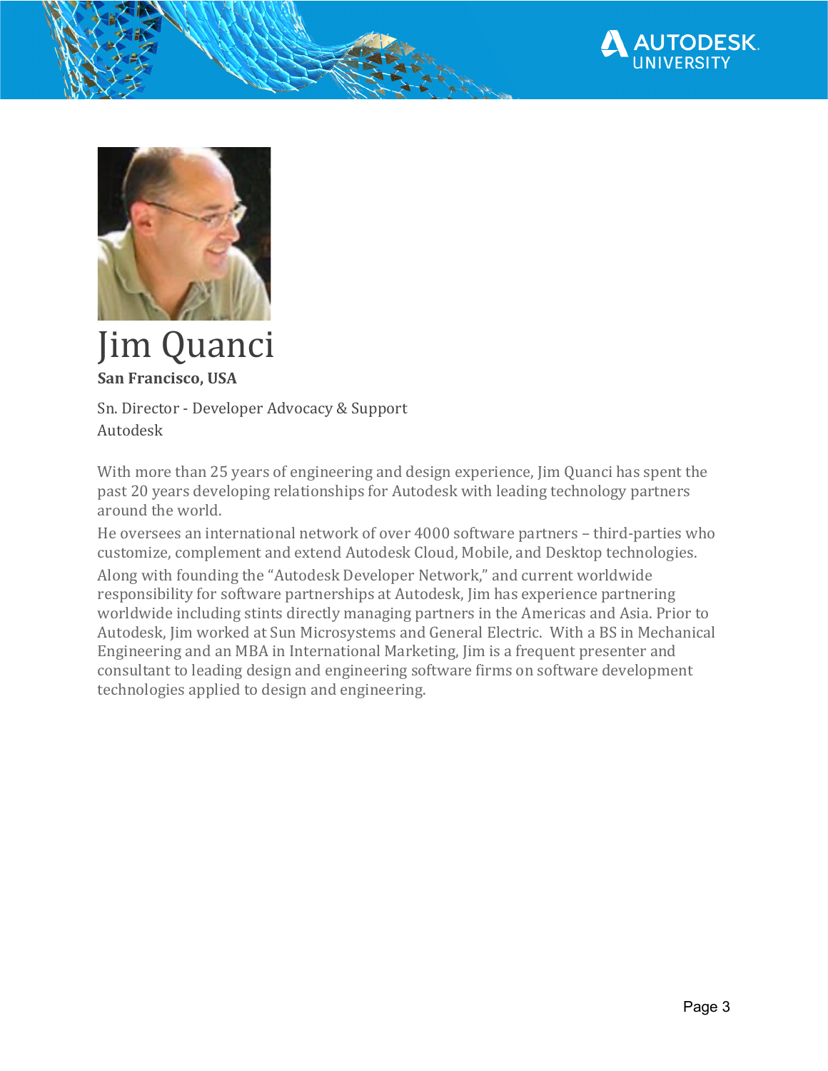# Jim Quanci

**San Francisco, USA**

Sn. Director - Developer Advocacy & Support
Autodesk

With more than 25 years of engineering and design experience, Jim Quanci has spent the past 20 years developing relationships for Autodesk with leading technology partners around the world.

He oversees an international network of over 4000 software partners – third-parties who customize, complement and extend Autodesk Cloud, Mobile, and Desktop technologies.

Along with founding the "Autodesk Developer Network," and current worldwide responsibility for software partnerships at Autodesk, Jim has experience partnering worldwide including stints directly managing partners in the Americas and Asia. Prior to Autodesk, Jim worked at Sun Microsystems and General Electric. With a BS in Mechanical Engineering and an MBA in International Marketing, Jim is a frequent presenter and consultant to leading design and engineering software firms on software development technologies applied to design and engineering.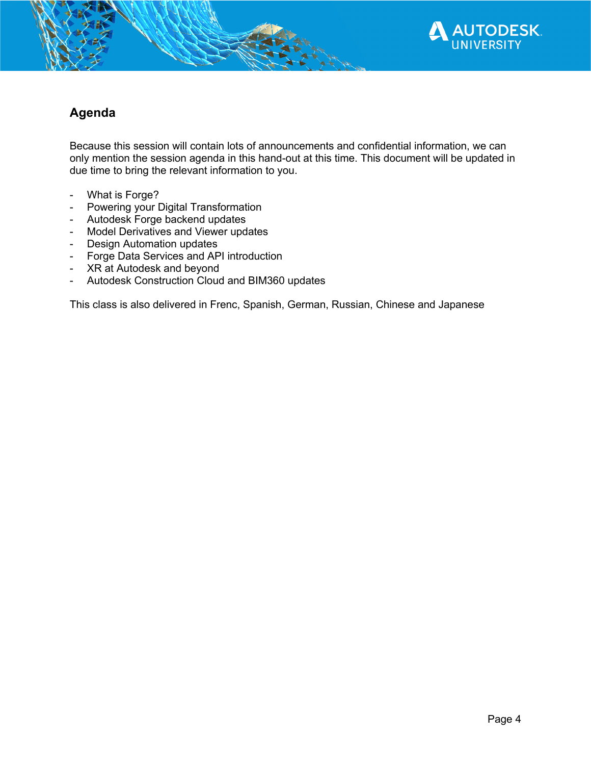## Agenda

Because this session will contain lots of announcements and confidential information, we can only mention the session agenda in this hand-out at this time. This document will be updated in due time to bring the relevant information to you.

- What is Forge?
- Powering your Digital Transformation
- Autodesk Forge backend updates
- Model Derivatives and Viewer updates
- Design Automation updates
- Forge Data Services and API introduction
- XR at Autodesk and beyond
- Autodesk Construction Cloud and BIM360 updates

This class is also delivered in Frenc, Spanish, German, Russian, Chinese and Japanese